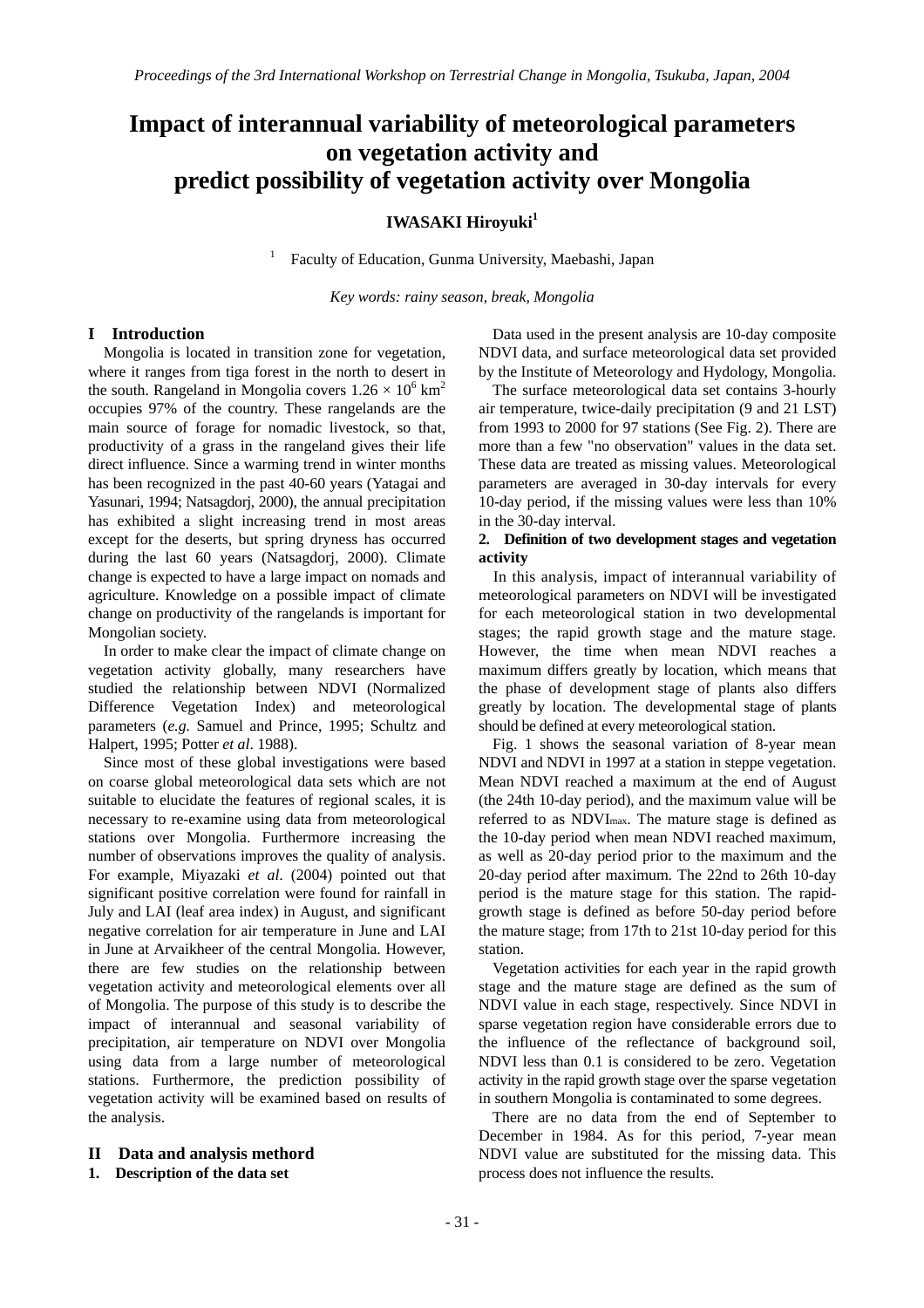# Impact of interannual variability of meteorological parameters on vegetation activity and predict possibility of vegetation activity over Mongolia

**IWASAKI Hiroyuki**[1]

[1] Faculty of Education, Gunma University, Maebashi, Japan

*Key words: rainy season, break, Mongolia*

## I Introduction

Mongolia is located in transition zone for vegetation, where it ranges from tiga forest in the north to desert in the south. Rangeland in Mongolia covers $1.26 \times 10^6$ km$^2$ occupies 97% of the country. These rangelands are the main source of forage for nomadic livestock, so that, productivity of a grass in the rangeland gives their life direct influence. Since a warming trend in winter months has been recognized in the past 40-60 years (Yatagai and Yasunari, 1994; Natsagdorj, 2000), the annual precipitation has exhibited a slight increasing trend in most areas except for the deserts, but spring dryness has occurred during the last 60 years (Natsagdorj, 2000). Climate change is expected to have a large impact on nomads and agriculture. Knowledge on a possible impact of climate change on productivity of the rangelands is important for Mongolian society.

In order to make clear the impact of climate change on vegetation activity globally, many researchers have studied the relationship between NDVI (Normalized Difference Vegetation Index) and meteorological parameters (*e.g.* Samuel and Prince, 1995; Schultz and Halpert, 1995; Potter *et al*. 1988).

Since most of these global investigations were based on coarse global meteorological data sets which are not suitable to elucidate the features of regional scales, it is necessary to re-examine using data from meteorological stations over Mongolia. Furthermore increasing the number of observations improves the quality of analysis. For example, Miyazaki *et al*. (2004) pointed out that significant positive correlation were found for rainfall in July and LAI (leaf area index) in August, and significant negative correlation for air temperature in June and LAI in June at Arvaikheer of the central Mongolia. However, there are few studies on the relationship between vegetation activity and meteorological elements over all of Mongolia. The purpose of this study is to describe the impact of interannual and seasonal variability of precipitation, air temperature on NDVI over Mongolia using data from a large number of meteorological stations. Furthermore, the prediction possibility of vegetation activity will be examined based on results of the analysis.

## II Data and analysis methord

### 1. Description of the data set

Data used in the present analysis are 10-day composite NDVI data, and surface meteorological data set provided by the Institute of Meteorology and Hydology, Mongolia.

The surface meteorological data set contains 3-hourly air temperature, twice-daily precipitation (9 and 21 LST) from 1993 to 2000 for 97 stations (See Fig. 2). There are more than a few "no observation" values in the data set. These data are treated as missing values. Meteorological parameters are averaged in 30-day intervals for every 10-day period, if the missing values were less than 10% in the 30-day interval.

### 2. Definition of two development stages and vegetation activity

In this analysis, impact of interannual variability of meteorological parameters on NDVI will be investigated for each meteorological station in two developmental stages; the rapid growth stage and the mature stage. However, the time when mean NDVI reaches a maximum differs greatly by location, which means that the phase of development stage of plants also differs greatly by location. The developmental stage of plants should be defined at every meteorological station.

Fig. 1 shows the seasonal variation of 8-year mean NDVI and NDVI in 1997 at a station in steppe vegetation. Mean NDVI reached a maximum at the end of August (the 24th 10-day period), and the maximum value will be referred to as $NDVI_{max}$. The mature stage is defined as the 10-day period when mean NDVI reached maximum, as well as 20-day period prior to the maximum and the 20-day period after maximum. The 22nd to 26th 10-day period is the mature stage for this station. The rapid-growth stage is defined as before 50-day period before the mature stage; from 17th to 21st 10-day period for this station.

Vegetation activities for each year in the rapid growth stage and the mature stage are defined as the sum of NDVI value in each stage, respectively. Since NDVI in sparse vegetation region have considerable errors due to the influence of the reflectance of background soil, NDVI less than 0.1 is considered to be zero. Vegetation activity in the rapid growth stage over the sparse vegetation in southern Mongolia is contaminated to some degrees.

There are no data from the end of September to December in 1984. As for this period, 7-year mean NDVI value are substituted for the missing data. This process does not influence the results.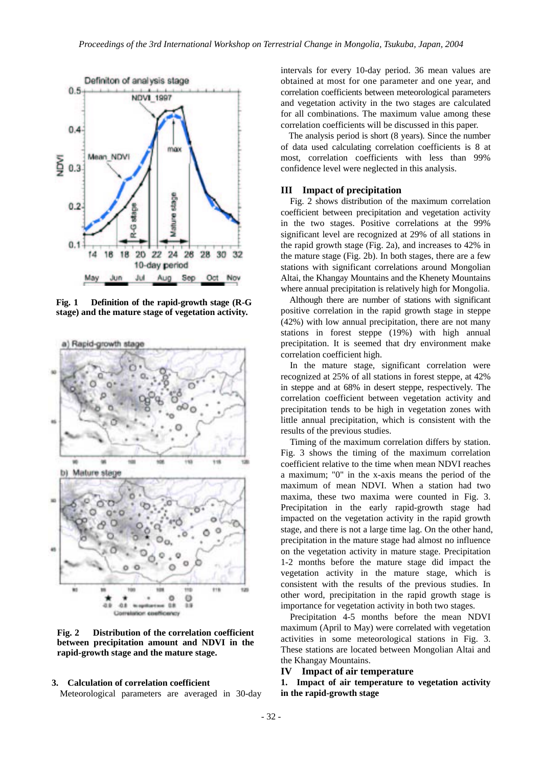**Fig. 1 Definition of the rapid-growth stage (R-G stage) and the mature stage of vegetation activity.**

**Fig. 2 Distribution of the correlation coefficient between precipitation amount and NDVI in the rapid-growth stage and the mature stage.**

### 3. Calculation of correlation coefficient

Meteorological parameters are averaged in 30-day intervals for every 10-day period. 36 mean values are obtained at most for one parameter and one year, and correlation coefficients between meteorological parameters and vegetation activity in the two stages are calculated for all combinations. The maximum value among these correlation coefficients will be discussed in this paper.

The analysis period is short (8 years). Since the number of data used calculating correlation coefficients is 8 at most, correlation coefficients with less than 99% confidence level were neglected in this analysis.

## III Impact of precipitation

Fig. 2 shows distribution of the maximum correlation coefficient between precipitation and vegetation activity in the two stages. Positive correlations at the 99% significant level are recognized at 29% of all stations in the rapid growth stage (Fig. 2a), and increases to 42% in the mature stage (Fig. 2b). In both stages, there are a few stations with significant correlations around Mongolian Altai, the Khangay Mountains and the Khenety Mountains where annual precipitation is relatively high for Mongolia.

Although there are number of stations with significant positive correlation in the rapid growth stage in steppe (42%) with low annual precipitation, there are not many stations in forest steppe (19%) with high annual precipitation. It is seemed that dry environment make correlation coefficient high.

In the mature stage, significant correlation were recognized at 25% of all stations in forest steppe, at 42% in steppe and at 68% in desert steppe, respectively. The correlation coefficient between vegetation activity and precipitation tends to be high in vegetation zones with little annual precipitation, which is consistent with the results of the previous studies.

Timing of the maximum correlation differs by station. Fig. 3 shows the timing of the maximum correlation coefficient relative to the time when mean NDVI reaches a maximum; "0" in the x-axis means the period of the maximum of mean NDVI. When a station had two maxima, these two maxima were counted in Fig. 3. Precipitation in the early rapid-growth stage had impacted on the vegetation activity in the rapid growth stage, and there is not a large time lag. On the other hand, precipitation in the mature stage had almost no influence on the vegetation activity in mature stage. Precipitation 1-2 months before the mature stage did impact the vegetation activity in the mature stage, which is consistent with the results of the previous studies. In other word, precipitation in the rapid growth stage is importance for vegetation activity in both two stages.

Precipitation 4-5 months before the mean NDVI maximum (April to May) were correlated with vegetation activities in some meteorological stations in Fig. 3. These stations are located between Mongolian Altai and the Khangay Mountains.

## IV Impact of air temperature

### 1. Impact of air temperature to vegetation activity in the rapid-growth stage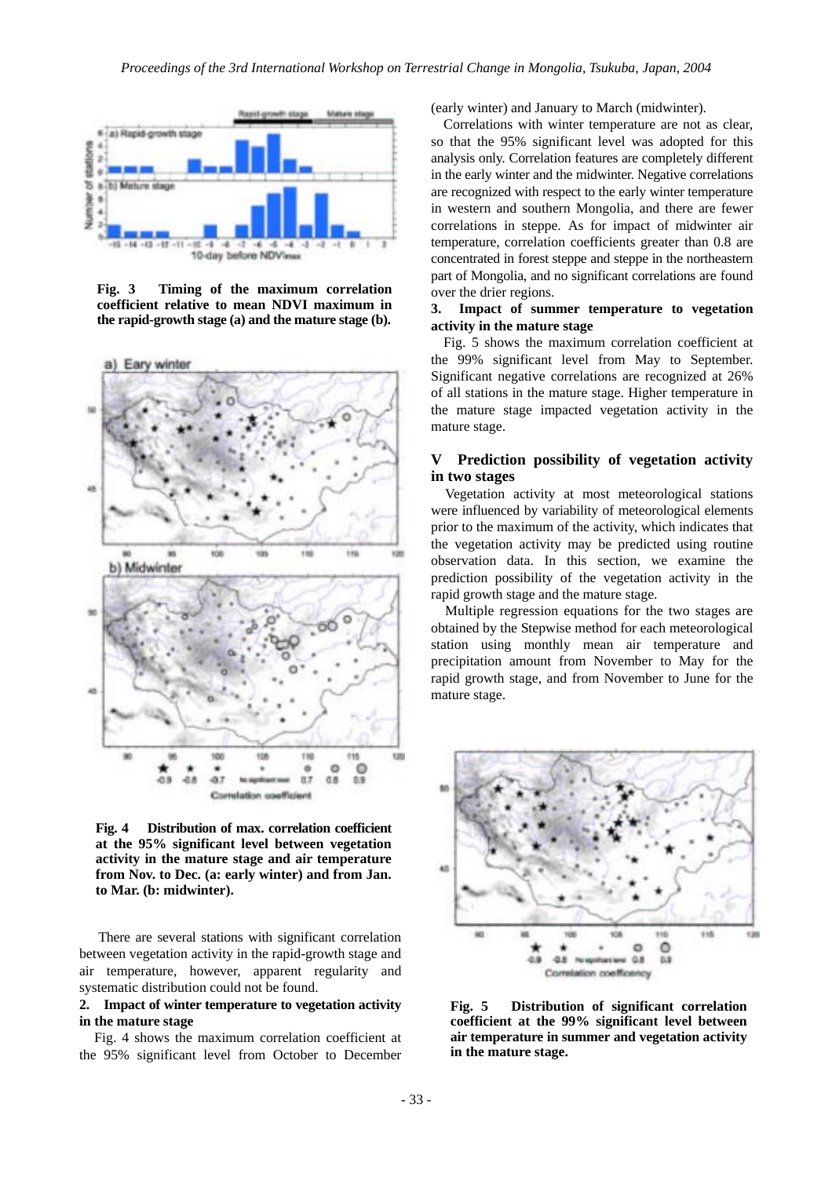**Fig. 3 Timing of the maximum correlation coefficient relative to mean NDVI maximum in the rapid-growth stage (a) and the mature stage (b).**

**Fig. 4 Distribution of max. correlation coefficient at the 95% significant level between vegetation activity in the mature stage and air temperature from Nov. to Dec. (a: early winter) and from Jan. to Mar. (b: midwinter).**

There are several stations with significant correlation between vegetation activity in the rapid-growth stage and air temperature, however, apparent regularity and systematic distribution could not be found.

### 2. Impact of winter temperature to vegetation activity in the mature stage

Fig. 4 shows the maximum correlation coefficient at the 95% significant level from October to December (early winter) and January to March (midwinter).

Correlations with winter temperature are not as clear, so that the 95% significant level was adopted for this analysis only. Correlation features are completely different in the early winter and the midwinter. Negative correlations are recognized with respect to the early winter temperature in western and southern Mongolia, and there are fewer correlations in steppe. As for impact of midwinter air temperature, correlation coefficients greater than 0.8 are concentrated in forest steppe and steppe in the northeastern part of Mongolia, and no significant correlations are found over the drier regions.

### 3. Impact of summer temperature to vegetation activity in the mature stage

Fig. 5 shows the maximum correlation coefficient at the 99% significant level from May to September. Significant negative correlations are recognized at 26% of all stations in the mature stage. Higher temperature in the mature stage impacted vegetation activity in the mature stage.

## V Prediction possibility of vegetation activity in two stages

Vegetation activity at most meteorological stations were influenced by variability of meteorological elements prior to the maximum of the activity, which indicates that the vegetation activity may be predicted using routine observation data. In this section, we examine the prediction possibility of the vegetation activity in the rapid growth stage and the mature stage.

Multiple regression equations for the two stages are obtained by the Stepwise method for each meteorological station using monthly mean air temperature and precipitation amount from November to May for the rapid growth stage, and from November to June for the mature stage.

**Fig. 5 Distribution of significant correlation coefficient at the 99% significant level between air temperature in summer and vegetation activity in the mature stage.**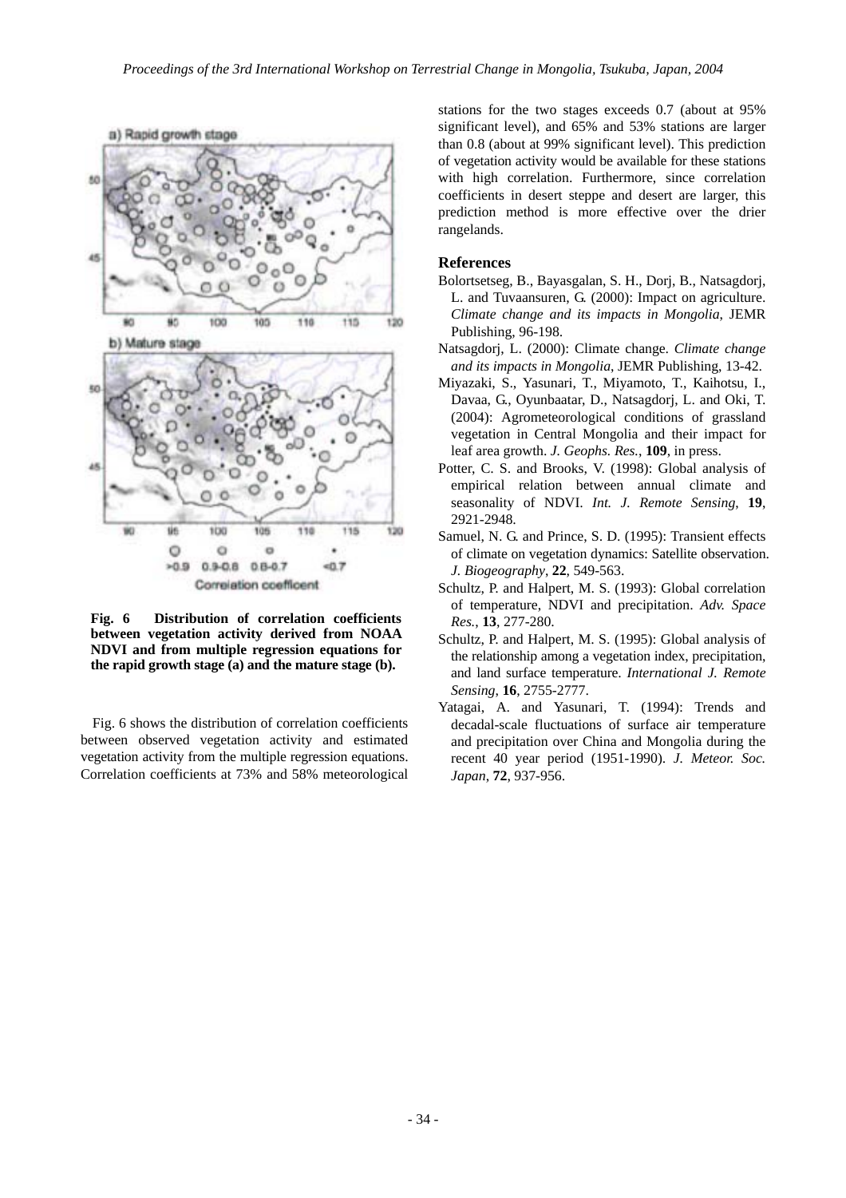a) Rapid growth stage

50

45

90 95 100 105 110 115 120

b) Mature stage

50

45

90 95 100 105 110 115 120

>0.9 0.9-0.8 0.8-0.7 <0.7

Correlation coefficent

**Fig. 6 Distribution of correlation coefficients between vegetation activity derived from NOAA NDVI and from multiple regression equations for the rapid growth stage (a) and the mature stage (b).**

Fig. 6 shows the distribution of correlation coefficients between observed vegetation activity and estimated vegetation activity from the multiple regression equations. Correlation coefficients at 73% and 58% meteorological stations for the two stages exceeds 0.7 (about at 95% significant level), and 65% and 53% stations are larger than 0.8 (about at 99% significant level). This prediction of vegetation activity would be available for these stations with high correlation. Furthermore, since correlation coefficients in desert steppe and desert are larger, this prediction method is more effective over the drier rangelands.

## References

Bolortsetseg, B., Bayasgalan, S. H., Dorj, B., Natsagdorj, L. and Tuvaansuren, G. (2000): Impact on agriculture. *Climate change and its impacts in Mongolia*, JEMR Publishing, 96-198.

Natsagdorj, L. (2000): Climate change. *Climate change and its impacts in Mongolia*, JEMR Publishing, 13-42.

Miyazaki, S., Yasunari, T., Miyamoto, T., Kaihotsu, I., Davaa, G., Oyunbaatar, D., Natsagdorj, L. and Oki, T. (2004): Agrometeorological conditions of grassland vegetation in Central Mongolia and their impact for leaf area growth. *J. Geophs. Res.*, **109**, in press.

Potter, C. S. and Brooks, V. (1998): Global analysis of empirical relation between annual climate and seasonality of NDVI. *Int. J. Remote Sensing*, **19**, 2921-2948.

Samuel, N. G. and Prince, S. D. (1995): Transient effects of climate on vegetation dynamics: Satellite observation. *J. Biogeography*, **22**, 549-563.

Schultz, P. and Halpert, M. S. (1993): Global correlation of temperature, NDVI and precipitation. *Adv. Space Res.*, **13**, 277-280.

Schultz, P. and Halpert, M. S. (1995): Global analysis of the relationship among a vegetation index, precipitation, and land surface temperature. *International J. Remote Sensing*, **16**, 2755-2777.

Yatagai, A. and Yasunari, T. (1994): Trends and decadal-scale fluctuations of surface air temperature and precipitation over China and Mongolia during the recent 40 year period (1951-1990). *J. Meteor. Soc. Japan*, **72**, 937-956.